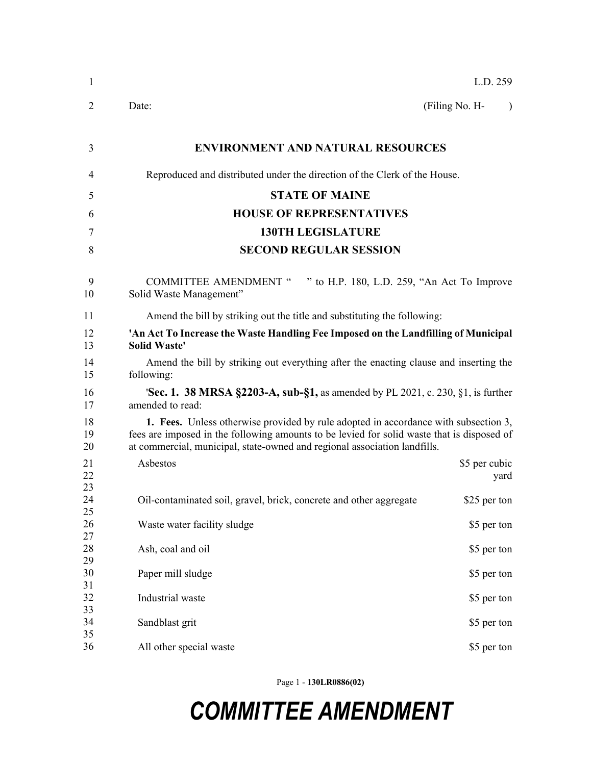L.D. 259

Date: (Filing No. H- )

**ENVIRONMENT AND NATURAL RESOURCES**

Reproduced and distributed under the direction of the Clerk of the House.

**STATE OF MAINE**

**HOUSE OF REPRESENTATIVES**

**130TH LEGISLATURE**

**SECOND REGULAR SESSION**

COMMITTEE AMENDMENT " " to H.P. 180, L.D. 259, "An Act To Improve Solid Waste Management"

Amend the bill by striking out the title and substituting the following:

**'An Act To Increase the Waste Handling Fee Imposed on the Landfilling of Municipal Solid Waste'**

Amend the bill by striking out everything after the enacting clause and inserting the following:

'**Sec. 1. 38 MRSA §2203-A, sub-§1,** as amended by PL 2021, c. 230, §1, is further amended to read:

**1. Fees.** Unless otherwise provided by rule adopted in accordance with subsection 3, fees are imposed in the following amounts to be levied for solid waste that is disposed of at commercial, municipal, state-owned and regional association landfills.

| | |
|---|---|
| Asbestos | $5 per cubic yard |
| Oil-contaminated soil, gravel, brick, concrete and other aggregate | $25 per ton |
| Waste water facility sludge | $5 per ton |
| Ash, coal and oil | $5 per ton |
| Paper mill sludge | $5 per ton |
| Industrial waste | $5 per ton |
| Sandblast grit | $5 per ton |
| All other special waste | $5 per ton |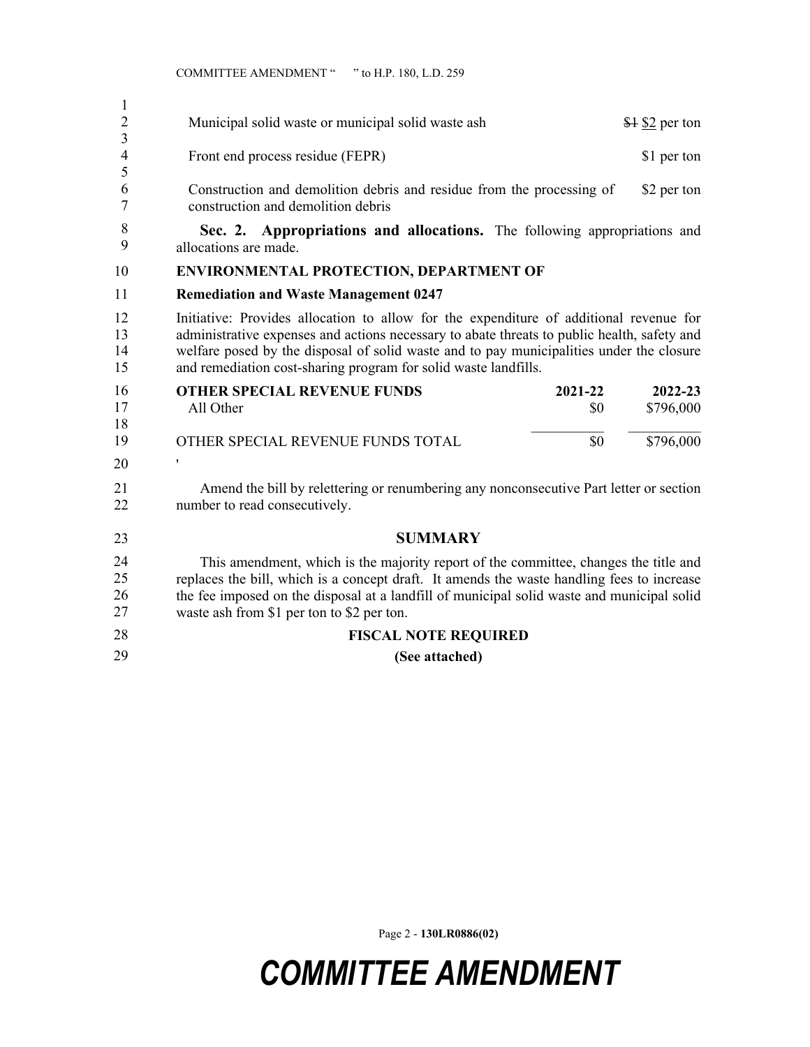| | |
|---|---|
| Municipal solid waste or municipal solid waste ash | ~~$1~~ $2 per ton |
| Front end process residue (FEPR) | $1 per ton |
| Construction and demolition debris and residue from the processing of construction and demolition debris | $2 per ton |

**Sec. 2. Appropriations and allocations.** The following appropriations and allocations are made.

**ENVIRONMENTAL PROTECTION, DEPARTMENT OF**

**Remediation and Waste Management 0247**

Initiative: Provides allocation to allow for the expenditure of additional revenue for administrative expenses and actions necessary to abate threats to public health, safety and welfare posed by the disposal of solid waste and to pay municipalities under the closure and remediation cost-sharing program for solid waste landfills.

| OTHER SPECIAL REVENUE FUNDS | 2021-22 | 2022-23 |
|---|---|---|
| All Other | $0 | $796,000 |
| OTHER SPECIAL REVENUE FUNDS TOTAL | $0 | $796,000 |

'

Amend the bill by relettering or renumbering any nonconsecutive Part letter or section number to read consecutively.

## SUMMARY

This amendment, which is the majority report of the committee, changes the title and replaces the bill, which is a concept draft. It amends the waste handling fees to increase the fee imposed on the disposal at a landfill of municipal solid waste and municipal solid waste ash from $1 per ton to $2 per ton.

**FISCAL NOTE REQUIRED**

**(See attached)**